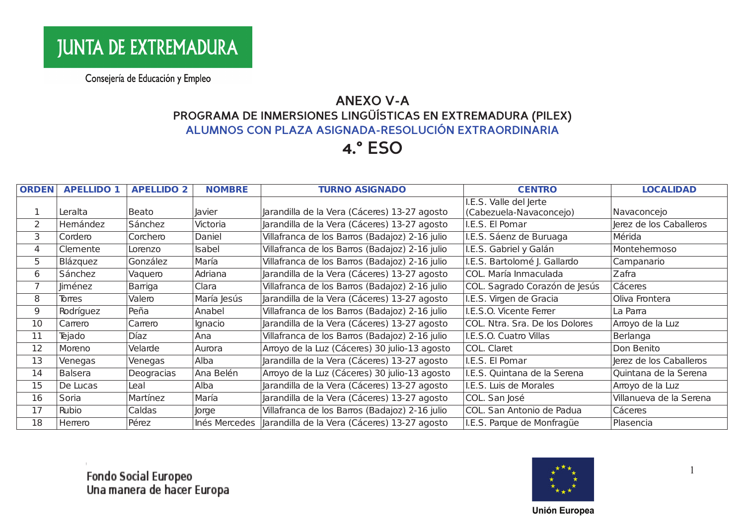JUNTA DE EXTREMADURA

Consejería de Educación y Empleo

# ANEXO V-A

## PROGRAMA DE INMERSIONES LINGÜÍSTICAS EN EXTREMADURA (PILEX)

## ALUMNOS CON PLAZA ASIGNADA-RESOLUCIÓN EXTRAORDINARIA

# 4.º ESO

| ORDEN | APELLIDO 1 | APELLIDO 2 | NOMBRE | TURNO ASIGNADO | CENTRO | LOCALIDAD |
|---|---|---|---|---|---|---|
| 1 | Leralta | Beato | Javier | Jarandilla de la Vera (Cáceres) 13-27 agosto | I.E.S. Valle del Jerte (Cabezuela-Navaconcejo) | Navaconcejo |
| 2 | Hernández | Sánchez | Victoria | Jarandilla de la Vera (Cáceres) 13-27 agosto | I.E.S. El Pomar | Jerez de los Caballeros |
| 3 | Cordero | Corchero | Daniel | Villafranca de los Barros (Badajoz) 2-16 julio | I.E.S. Sáenz de Buruaga | Mérida |
| 4 | Clemente | Lorenzo | Isabel | Villafranca de los Barros (Badajoz) 2-16 julio | I.E.S. Gabriel y Galán | Montehermoso |
| 5 | Blázquez | González | María | Villafranca de los Barros (Badajoz) 2-16 julio | I.E.S. Bartolomé J. Gallardo | Campanario |
| 6 | Sánchez | Vaquero | Adriana | Jarandilla de la Vera (Cáceres) 13-27 agosto | COL. María Inmaculada | Zafra |
| 7 | Jiménez | Barriga | Clara | Villafranca de los Barros (Badajoz) 2-16 julio | COL. Sagrado Corazón de Jesús | Cáceres |
| 8 | Torres | Valero | María Jesús | Jarandilla de la Vera (Cáceres) 13-27 agosto | I.E.S. Virgen de Gracia | Oliva Frontera |
| 9 | Rodríguez | Peña | Anabel | Villafranca de los Barros (Badajoz) 2-16 julio | I.E.S.O. Vicente Ferrer | La Parra |
| 10 | Carrero | Carrero | Ignacio | Jarandilla de la Vera (Cáceres) 13-27 agosto | COL. Ntra. Sra. De los Dolores | Arroyo de la Luz |
| 11 | Tejado | Díaz | Ana | Villafranca de los Barros (Badajoz) 2-16 julio | I.E.S.O. Cuatro Villas | Berlanga |
| 12 | Moreno | Velarde | Aurora | Arroyo de la Luz (Cáceres) 30 julio-13 agosto | COL. Claret | Don Benito |
| 13 | Venegas | Venegas | Alba | Jarandilla de la Vera (Cáceres) 13-27 agosto | I.E.S. El Pomar | Jerez de los Caballeros |
| 14 | Balsera | Deogracias | Ana Belén | Arroyo de la Luz (Cáceres) 30 julio-13 agosto | I.E.S. Quintana de la Serena | Quintana de la Serena |
| 15 | De Lucas | Leal | Alba | Jarandilla de la Vera (Cáceres) 13-27 agosto | I.E.S. Luis de Morales | Arroyo de la Luz |
| 16 | Soria | Martínez | María | Jarandilla de la Vera (Cáceres) 13-27 agosto | COL. San José | Villanueva de la Serena |
| 17 | Rubio | Caldas | Jorge | Villafranca de los Barros (Badajoz) 2-16 julio | COL. San Antonio de Padua | Cáceres |
| 18 | Herrero | Pérez | Inés Mercedes | Jarandilla de la Vera (Cáceres) 13-27 agosto | I.E.S. Parque de Monfragüe | Plasencia |

Fondo Social Europeo
Una manera de hacer Europa

Unión Europea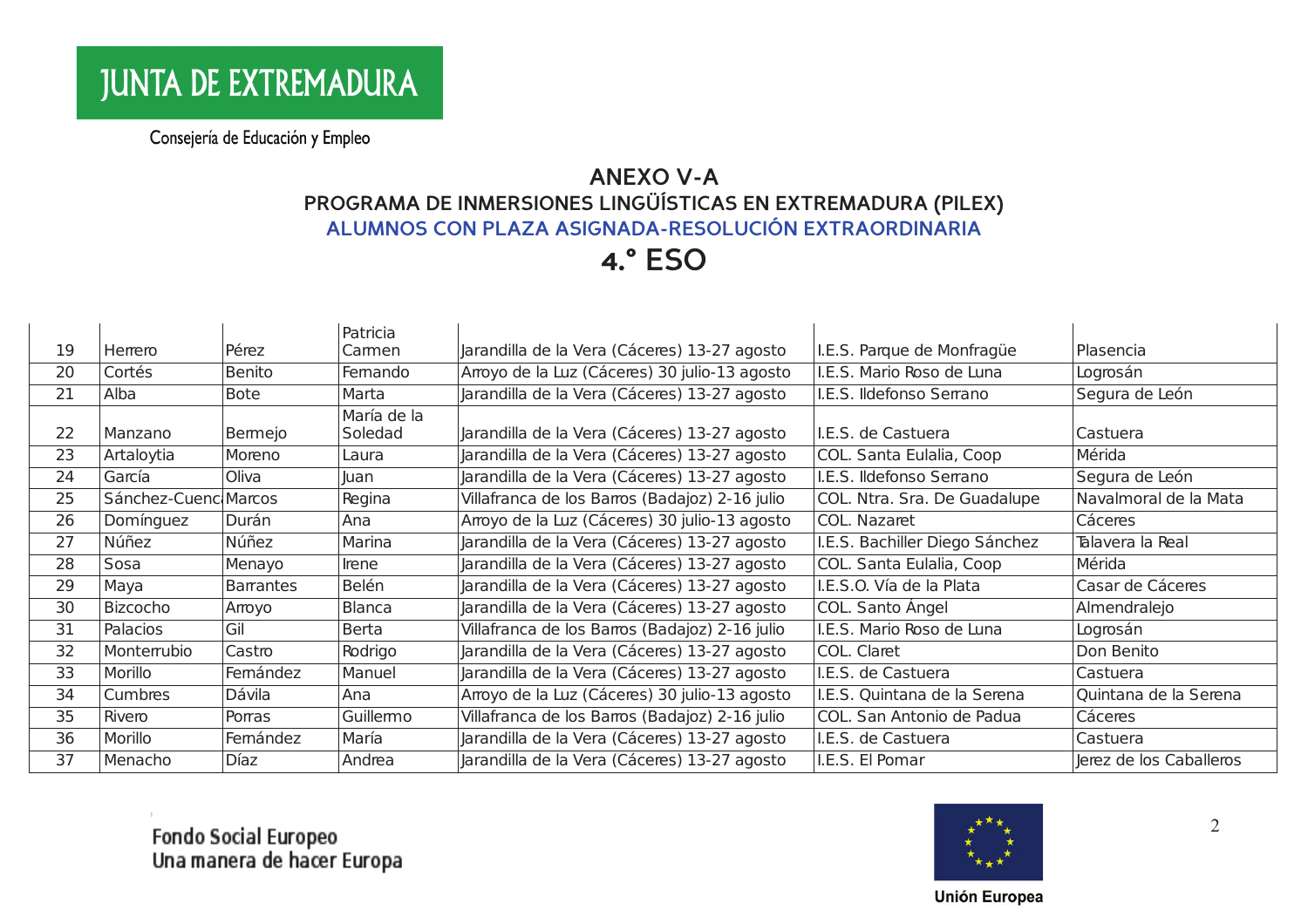JUNTA DE EXTREMADURA

Consejería de Educación y Empleo

## ANEXO V-A

### PROGRAMA DE INMERSIONES LINGÜÍSTICAS EN EXTREMADURA (PILEX)

### ALUMNOS CON PLAZA ASIGNADA-RESOLUCIÓN EXTRAORDINARIA

## 4.° ESO

| | | | | | | |
|---|---|---|---|---|---|---|
| 19 | Herrero | Pérez | Patricia Carmen | Jarandilla de la Vera (Cáceres) 13-27 agosto | I.E.S. Parque de Monfragüe | Plasencia |
| 20 | Cortés | Benito | Fernando | Arroyo de la Luz (Cáceres) 30 julio-13 agosto | I.E.S. Mario Roso de Luna | Logrosán |
| 21 | Alba | Bote | Marta | Jarandilla de la Vera (Cáceres) 13-27 agosto | I.E.S. Ildefonso Serrano | Segura de León |
| 22 | Manzano | Bermejo | María de la Soledad | Jarandilla de la Vera (Cáceres) 13-27 agosto | I.E.S. de Castuera | Castuera |
| 23 | Artaloytia | Moreno | Laura | Jarandilla de la Vera (Cáceres) 13-27 agosto | COL. Santa Eulalia, Coop | Mérida |
| 24 | García | Oliva | Juan | Jarandilla de la Vera (Cáceres) 13-27 agosto | I.E.S. Ildefonso Serrano | Segura de León |
| 25 | Sánchez-Cuenc | Marcos | Regina | Villafranca de los Barros (Badajoz) 2-16 julio | COL. Ntra. Sra. De Guadalupe | Navalmoral de la Mata |
| 26 | Domínguez | Durán | Ana | Arroyo de la Luz (Cáceres) 30 julio-13 agosto | COL. Nazaret | Cáceres |
| 27 | Núñez | Núñez | Marina | Jarandilla de la Vera (Cáceres) 13-27 agosto | I.E.S. Bachiller Diego Sánchez | Talavera la Real |
| 28 | Sosa | Menayo | Irene | Jarandilla de la Vera (Cáceres) 13-27 agosto | COL. Santa Eulalia, Coop | Mérida |
| 29 | Maya | Barrantes | Belén | Jarandilla de la Vera (Cáceres) 13-27 agosto | I.E.S.O. Vía de la Plata | Casar de Cáceres |
| 30 | Bizcocho | Arroyo | Blanca | Jarandilla de la Vera (Cáceres) 13-27 agosto | COL. Santo Ángel | Almendralejo |
| 31 | Palacios | Gil | Berta | Villafranca de los Barros (Badajoz) 2-16 julio | I.E.S. Mario Roso de Luna | Logrosán |
| 32 | Monterrubio | Castro | Rodrigo | Jarandilla de la Vera (Cáceres) 13-27 agosto | COL. Claret | Don Benito |
| 33 | Morillo | Fernández | Manuel | Jarandilla de la Vera (Cáceres) 13-27 agosto | I.E.S. de Castuera | Castuera |
| 34 | Cumbres | Dávila | Ana | Arroyo de la Luz (Cáceres) 30 julio-13 agosto | I.E.S. Quintana de la Serena | Quintana de la Serena |
| 35 | Rivero | Porras | Guillermo | Villafranca de los Barros (Badajoz) 2-16 julio | COL. San Antonio de Padua | Cáceres |
| 36 | Morillo | Fernández | María | Jarandilla de la Vera (Cáceres) 13-27 agosto | I.E.S. de Castuera | Castuera |
| 37 | Menacho | Díaz | Andrea | Jarandilla de la Vera (Cáceres) 13-27 agosto | I.E.S. El Pomar | Jerez de los Caballeros |

Fondo Social Europeo
Una manera de hacer Europa

Unión Europea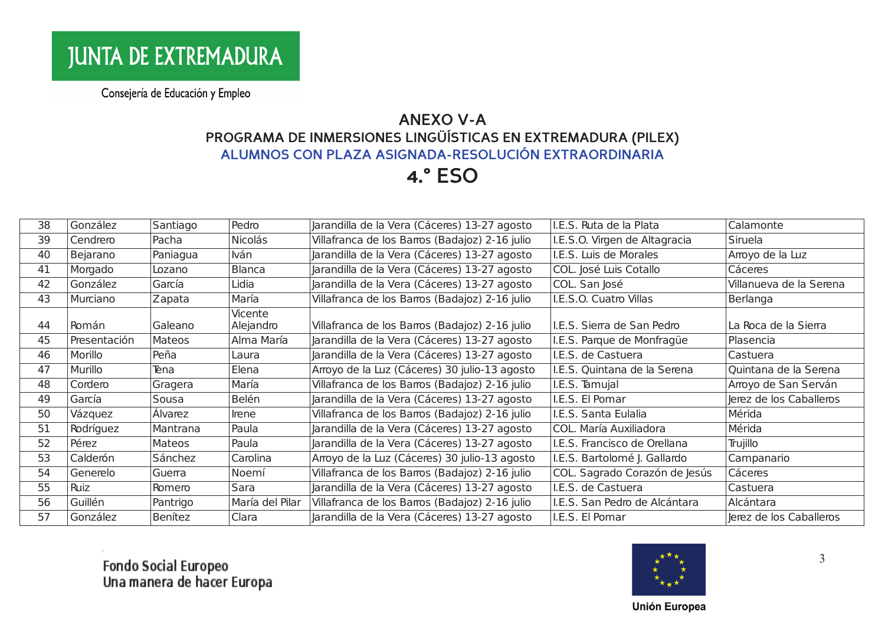JUNTA DE EXTREMADURA

Consejería de Educación y Empleo

## ANEXO V-A

### PROGRAMA DE INMERSIONES LINGÜÍSTICAS EN EXTREMADURA (PILEX)

### ALUMNOS CON PLAZA ASIGNADA-RESOLUCIÓN EXTRAORDINARIA

## 4.º ESO

| | | | | | | |
|---|---|---|---|---|---|---|
| 38 | González | Santiago | Pedro | Jarandilla de la Vera (Cáceres) 13-27 agosto | I.E.S. Ruta de la Plata | Calamonte |
| 39 | Cendrero | Pacha | Nicolás | Villafranca de los Barros (Badajoz) 2-16 julio | I.E.S.O. Virgen de Altagracia | Siruela |
| 40 | Bejarano | Paniagua | Iván | Jarandilla de la Vera (Cáceres) 13-27 agosto | I.E.S. Luis de Morales | Arroyo de la Luz |
| 41 | Morgado | Lozano | Blanca | Jarandilla de la Vera (Cáceres) 13-27 agosto | COL. José Luis Cotallo | Cáceres |
| 42 | González | García | Lidia | Jarandilla de la Vera (Cáceres) 13-27 agosto | COL. San José | Villanueva de la Serena |
| 43 | Murciano | Zapata | María | Villafranca de los Barros (Badajoz) 2-16 julio | I.E.S.O. Cuatro Villas | Berlanga |
| 44 | Román | Galeano | Vicente Alejandro | Villafranca de los Barros (Badajoz) 2-16 julio | I.E.S. Sierra de San Pedro | La Roca de la Sierra |
| 45 | Presentación | Mateos | Alma María | Jarandilla de la Vera (Cáceres) 13-27 agosto | I.E.S. Parque de Monfragüe | Plasencia |
| 46 | Morillo | Peña | Laura | Jarandilla de la Vera (Cáceres) 13-27 agosto | I.E.S. de Castuera | Castuera |
| 47 | Murillo | Tena | Elena | Arroyo de la Luz (Cáceres) 30 julio-13 agosto | I.E.S. Quintana de la Serena | Quintana de la Serena |
| 48 | Cordero | Gragera | María | Villafranca de los Barros (Badajoz) 2-16 julio | I.E.S. Tamujal | Arroyo de San Serván |
| 49 | García | Sousa | Belén | Jarandilla de la Vera (Cáceres) 13-27 agosto | I.E.S. El Pomar | Jerez de los Caballeros |
| 50 | Vázquez | Álvarez | Irene | Villafranca de los Barros (Badajoz) 2-16 julio | I.E.S. Santa Eulalia | Mérida |
| 51 | Rodríguez | Mantrana | Paula | Jarandilla de la Vera (Cáceres) 13-27 agosto | COL. María Auxiliadora | Mérida |
| 52 | Pérez | Mateos | Paula | Jarandilla de la Vera (Cáceres) 13-27 agosto | I.E.S. Francisco de Orellana | Trujillo |
| 53 | Calderón | Sánchez | Carolina | Arroyo de la Luz (Cáceres) 30 julio-13 agosto | I.E.S. Bartolomé J. Gallardo | Campanario |
| 54 | Generelo | Guerra | Noemí | Villafranca de los Barros (Badajoz) 2-16 julio | COL. Sagrado Corazón de Jesús | Cáceres |
| 55 | Ruiz | Romero | Sara | Jarandilla de la Vera (Cáceres) 13-27 agosto | I.E.S. de Castuera | Castuera |
| 56 | Guillén | Pantrigo | María del Pilar | Villafranca de los Barros (Badajoz) 2-16 julio | I.E.S. San Pedro de Alcántara | Alcántara |
| 57 | González | Benítez | Clara | Jarandilla de la Vera (Cáceres) 13-27 agosto | I.E.S. El Pomar | Jerez de los Caballeros |

Fondo Social Europeo
Una manera de hacer Europa

Unión Europea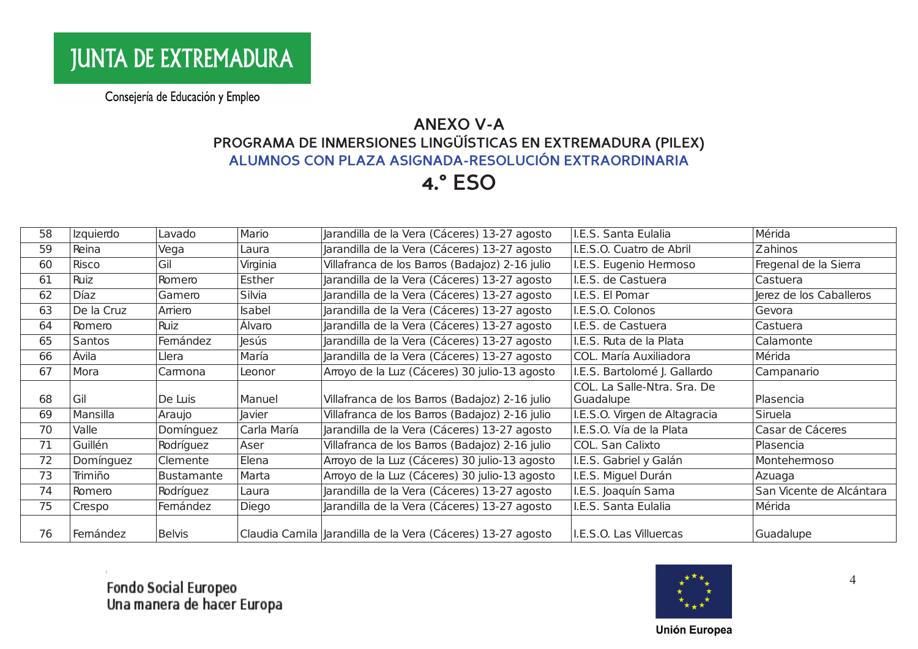JUNTA DE EXTREMADURA

Consejería de Educación y Empleo

## ANEXO V-A
### PROGRAMA DE INMERSIONES LINGÜÍSTICAS EN EXTREMADURA (PILEX)
### ALUMNOS CON PLAZA ASIGNADA-RESOLUCIÓN EXTRAORDINARIA
## 4.º ESO

| | | | | | | |
|---|---|---|---|---|---|---|
| 58 | Izquierdo | Lavado | Mario | Jarandilla de la Vera (Cáceres) 13-27 agosto | I.E.S. Santa Eulalia | Mérida |
| 59 | Reina | Vega | Laura | Jarandilla de la Vera (Cáceres) 13-27 agosto | I.E.S.O. Cuatro de Abril | Zahinos |
| 60 | Risco | Gil | Virginia | Villafranca de los Barros (Badajoz) 2-16 julio | I.E.S. Eugenio Hermoso | Fregenal de la Sierra |
| 61 | Ruiz | Romero | Esther | Jarandilla de la Vera (Cáceres) 13-27 agosto | I.E.S. de Castuera | Castuera |
| 62 | Díaz | Gamero | Silvia | Jarandilla de la Vera (Cáceres) 13-27 agosto | I.E.S. El Pomar | Jerez de los Caballeros |
| 63 | De la Cruz | Arriero | Isabel | Jarandilla de la Vera (Cáceres) 13-27 agosto | I.E.S.O. Colonos | Gevora |
| 64 | Romero | Ruiz | Álvaro | Jarandilla de la Vera (Cáceres) 13-27 agosto | I.E.S. de Castuera | Castuera |
| 65 | Santos | Fernández | Jesús | Jarandilla de la Vera (Cáceres) 13-27 agosto | I.E.S. Ruta de la Plata | Calamonte |
| 66 | Ávila | Llera | María | Jarandilla de la Vera (Cáceres) 13-27 agosto | COL. María Auxiliadora | Mérida |
| 67 | Mora | Carmona | Leonor | Arroyo de la Luz (Cáceres) 30 julio-13 agosto | I.E.S. Bartolomé J. Gallardo | Campanario |
| 68 | Gil | De Luis | Manuel | Villafranca de los Barros (Badajoz) 2-16 julio | COL. La Salle-Ntra. Sra. De Guadalupe | Plasencia |
| 69 | Mansilla | Araujo | Javier | Villafranca de los Barros (Badajoz) 2-16 julio | I.E.S.O. Virgen de Altagracia | Siruela |
| 70 | Valle | Domínguez | Carla María | Jarandilla de la Vera (Cáceres) 13-27 agosto | I.E.S.O. Vía de la Plata | Casar de Cáceres |
| 71 | Guillén | Rodríguez | Aser | Villafranca de los Barros (Badajoz) 2-16 julio | COL. San Calixto | Plasencia |
| 72 | Domínguez | Clemente | Elena | Arroyo de la Luz (Cáceres) 30 julio-13 agosto | I.E.S. Gabriel y Galán | Montehermoso |
| 73 | Trimiño | Bustamante | Marta | Arroyo de la Luz (Cáceres) 30 julio-13 agosto | I.E.S. Miguel Durán | Azuaga |
| 74 | Romero | Rodríguez | Laura | Jarandilla de la Vera (Cáceres) 13-27 agosto | I.E.S. Joaquín Sama | San Vicente de Alcántara |
| 75 | Crespo | Fernández | Diego | Jarandilla de la Vera (Cáceres) 13-27 agosto | I.E.S. Santa Eulalia | Mérida |
| 76 | Fernández | Belvis | Claudia Camila | Jarandilla de la Vera (Cáceres) 13-27 agosto | I.E.S.O. Las Villuercas | Guadalupe |

Fondo Social Europeo
Una manera de hacer Europa

Unión Europea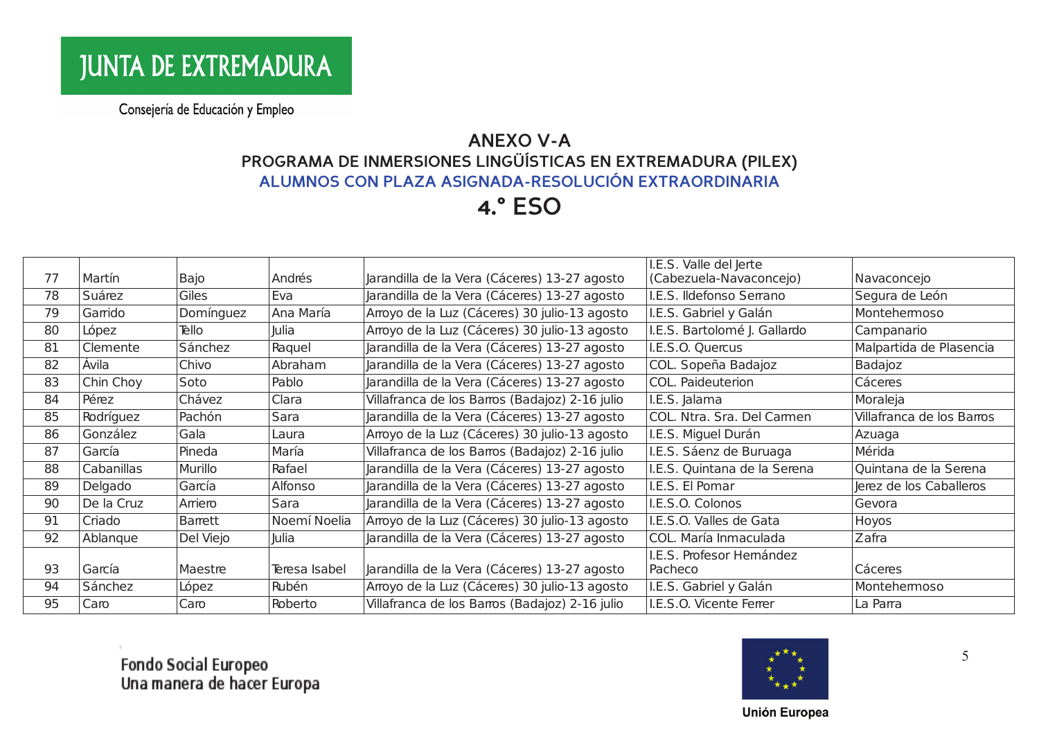JUNTA DE EXTREMADURA

Consejería de Educación y Empleo

## ANEXO V-A

### PROGRAMA DE INMERSIONES LINGÜÍSTICAS EN EXTREMADURA (PILEX)

### ALUMNOS CON PLAZA ASIGNADA-RESOLUCIÓN EXTRAORDINARIA

## 4.° ESO

| | | | | | | |
|---|---|---|---|---|---|---|
| 77 | Martín | Bajo | Andrés | Jarandilla de la Vera (Cáceres) 13-27 agosto | I.E.S. Valle del Jerte (Cabezuela-Navaconcejo) | Navaconcejo |
| 78 | Suárez | Giles | Eva | Jarandilla de la Vera (Cáceres) 13-27 agosto | I.E.S. Ildefonso Serrano | Segura de León |
| 79 | Garrido | Domínguez | Ana María | Arroyo de la Luz (Cáceres) 30 julio-13 agosto | I.E.S. Gabriel y Galán | Montehermoso |
| 80 | López | Tello | Julia | Arroyo de la Luz (Cáceres) 30 julio-13 agosto | I.E.S. Bartolomé J. Gallardo | Campanario |
| 81 | Clemente | Sánchez | Raquel | Jarandilla de la Vera (Cáceres) 13-27 agosto | I.E.S.O. Quercus | Malpartida de Plasencia |
| 82 | Ávila | Chivo | Abraham | Jarandilla de la Vera (Cáceres) 13-27 agosto | COL. Sopeña Badajoz | Badajoz |
| 83 | Chin Choy | Soto | Pablo | Jarandilla de la Vera (Cáceres) 13-27 agosto | COL. Paideuterion | Cáceres |
| 84 | Pérez | Chávez | Clara | Villafranca de los Barros (Badajoz) 2-16 julio | I.E.S. Jalama | Moraleja |
| 85 | Rodríguez | Pachón | Sara | Jarandilla de la Vera (Cáceres) 13-27 agosto | COL. Ntra. Sra. Del Carmen | Villafranca de los Barros |
| 86 | González | Gala | Laura | Arroyo de la Luz (Cáceres) 30 julio-13 agosto | I.E.S. Miguel Durán | Azuaga |
| 87 | García | Pineda | María | Villafranca de los Barros (Badajoz) 2-16 julio | I.E.S. Sáenz de Buruaga | Mérida |
| 88 | Cabanillas | Murillo | Rafael | Jarandilla de la Vera (Cáceres) 13-27 agosto | I.E.S. Quintana de la Serena | Quintana de la Serena |
| 89 | Delgado | García | Alfonso | Jarandilla de la Vera (Cáceres) 13-27 agosto | I.E.S. El Pomar | Jerez de los Caballeros |
| 90 | De la Cruz | Arriero | Sara | Jarandilla de la Vera (Cáceres) 13-27 agosto | I.E.S.O. Colonos | Gevora |
| 91 | Criado | Barrett | Noemí Noelia | Arroyo de la Luz (Cáceres) 30 julio-13 agosto | I.E.S.O. Valles de Gata | Hoyos |
| 92 | Ablanque | Del Viejo | Julia | Jarandilla de la Vera (Cáceres) 13-27 agosto | COL. María Inmaculada | Zafra |
| 93 | García | Maestre | Teresa Isabel | Jarandilla de la Vera (Cáceres) 13-27 agosto | I.E.S. Profesor Hernández Pacheco | Cáceres |
| 94 | Sánchez | López | Rubén | Arroyo de la Luz (Cáceres) 30 julio-13 agosto | I.E.S. Gabriel y Galán | Montehermoso |
| 95 | Caro | Caro | Roberto | Villafranca de los Barros (Badajoz) 2-16 julio | I.E.S.O. Vicente Ferrer | La Parra |

Fondo Social Europeo
Una manera de hacer Europa

Unión Europea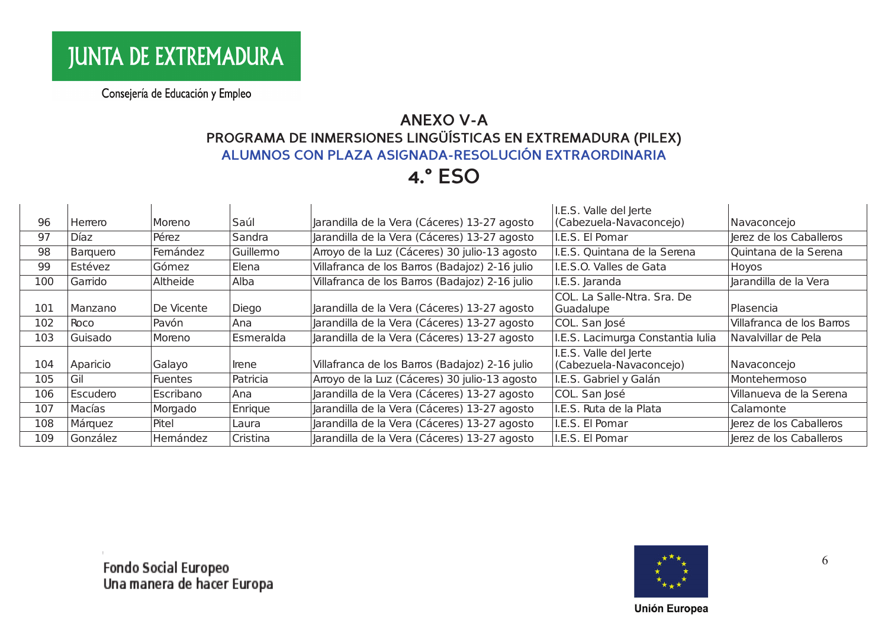JUNTA DE EXTREMADURA

Consejería de Educación y Empleo

# ANEXO V-A

## PROGRAMA DE INMERSIONES LINGÜÍSTICAS EN EXTREMADURA (PILEX)

### ALUMNOS CON PLAZA ASIGNADA-RESOLUCIÓN EXTRAORDINARIA

## 4.° ESO

| | | | | | | |
|---|---|---|---|---|---|---|
| 96 | Herrero | Moreno | Saúl | Jarandilla de la Vera (Cáceres) 13-27 agosto | I.E.S. Valle del Jerte (Cabezuela-Navaconcejo) | Navaconcejo |
| 97 | Díaz | Pérez | Sandra | Jarandilla de la Vera (Cáceres) 13-27 agosto | I.E.S. El Pomar | Jerez de los Caballeros |
| 98 | Barquero | Fernández | Guillermo | Arroyo de la Luz (Cáceres) 30 julio-13 agosto | I.E.S. Quintana de la Serena | Quintana de la Serena |
| 99 | Estévez | Gómez | Elena | Villafranca de los Barros (Badajoz) 2-16 julio | I.E.S.O. Valles de Gata | Hoyos |
| 100 | Garrido | Altheide | Alba | Villafranca de los Barros (Badajoz) 2-16 julio | I.E.S. Jaranda | Jarandilla de la Vera |
| 101 | Manzano | De Vicente | Diego | Jarandilla de la Vera (Cáceres) 13-27 agosto | COL. La Salle-Ntra. Sra. De Guadalupe | Plasencia |
| 102 | Roco | Pavón | Ana | Jarandilla de la Vera (Cáceres) 13-27 agosto | COL. San José | Villafranca de los Barros |
| 103 | Guisado | Moreno | Esmeralda | Jarandilla de la Vera (Cáceres) 13-27 agosto | I.E.S. Lacimurga Constantia Iulia | Navalvillar de Pela |
| 104 | Aparicio | Galayo | Irene | Villafranca de los Barros (Badajoz) 2-16 julio | I.E.S. Valle del Jerte (Cabezuela-Navaconcejo) | Navaconcejo |
| 105 | Gil | Fuentes | Patricia | Arroyo de la Luz (Cáceres) 30 julio-13 agosto | I.E.S. Gabriel y Galán | Montehermoso |
| 106 | Escudero | Escribano | Ana | Jarandilla de la Vera (Cáceres) 13-27 agosto | COL. San José | Villanueva de la Serena |
| 107 | Macías | Morgado | Enrique | Jarandilla de la Vera (Cáceres) 13-27 agosto | I.E.S. Ruta de la Plata | Calamonte |
| 108 | Márquez | Pitel | Laura | Jarandilla de la Vera (Cáceres) 13-27 agosto | I.E.S. El Pomar | Jerez de los Caballeros |
| 109 | González | Hernández | Cristina | Jarandilla de la Vera (Cáceres) 13-27 agosto | I.E.S. El Pomar | Jerez de los Caballeros |

Fondo Social Europeo
Una manera de hacer Europa

Unión Europea